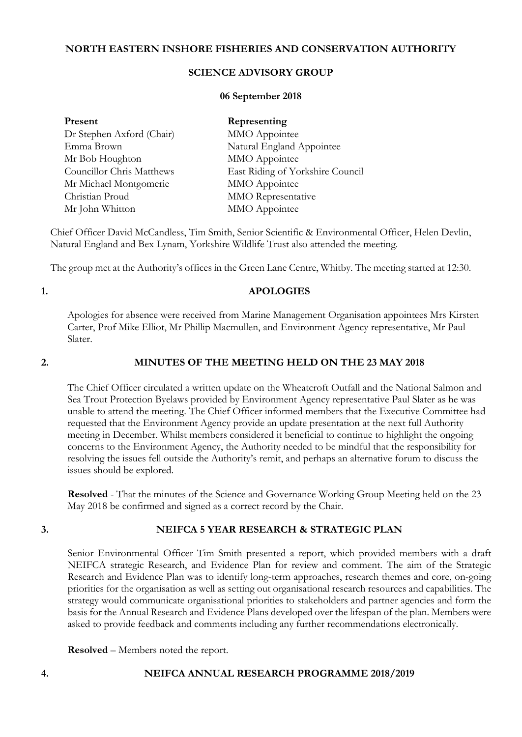**NORTH EASTERN INSHORE FISHERIES AND CONSERVATION AUTHORITY**

**SCIENCE ADVISORY GROUP**

**06 September 2018**

| **Present** | **Representing** |
|---|---|
| Dr Stephen Axford (Chair) | MMO Appointee |
| Emma Brown | Natural England Appointee |
| Mr Bob Houghton | MMO Appointee |
| Councillor Chris Matthews | East Riding of Yorkshire Council |
| Mr Michael Montgomerie | MMO Appointee |
| Christian Proud | MMO Representative |
| Mr John Whitton | MMO Appointee |

Chief Officer David McCandless, Tim Smith, Senior Scientific & Environmental Officer, Helen Devlin, Natural England and Bex Lynam, Yorkshire Wildlife Trust also attended the meeting.

The group met at the Authority's offices in the Green Lane Centre, Whitby. The meeting started at 12:30.

## 1. APOLOGIES

Apologies for absence were received from Marine Management Organisation appointees Mrs Kirsten Carter, Prof Mike Elliot, Mr Phillip Macmullen, and Environment Agency representative, Mr Paul Slater.

## 2. MINUTES OF THE MEETING HELD ON THE 23 MAY 2018

The Chief Officer circulated a written update on the Wheatcroft Outfall and the National Salmon and Sea Trout Protection Byelaws provided by Environment Agency representative Paul Slater as he was unable to attend the meeting. The Chief Officer informed members that the Executive Committee had requested that the Environment Agency provide an update presentation at the next full Authority meeting in December. Whilst members considered it beneficial to continue to highlight the ongoing concerns to the Environment Agency, the Authority needed to be mindful that the responsibility for resolving the issues fell outside the Authority's remit, and perhaps an alternative forum to discuss the issues should be explored.

**Resolved** - That the minutes of the Science and Governance Working Group Meeting held on the 23 May 2018 be confirmed and signed as a correct record by the Chair.

## 3. NEIFCA 5 YEAR RESEARCH & STRATEGIC PLAN

Senior Environmental Officer Tim Smith presented a report, which provided members with a draft NEIFCA strategic Research, and Evidence Plan for review and comment. The aim of the Strategic Research and Evidence Plan was to identify long-term approaches, research themes and core, on-going priorities for the organisation as well as setting out organisational research resources and capabilities. The strategy would communicate organisational priorities to stakeholders and partner agencies and form the basis for the Annual Research and Evidence Plans developed over the lifespan of the plan. Members were asked to provide feedback and comments including any further recommendations electronically.

**Resolved** – Members noted the report.

## 4. NEIFCA ANNUAL RESEARCH PROGRAMME 2018/2019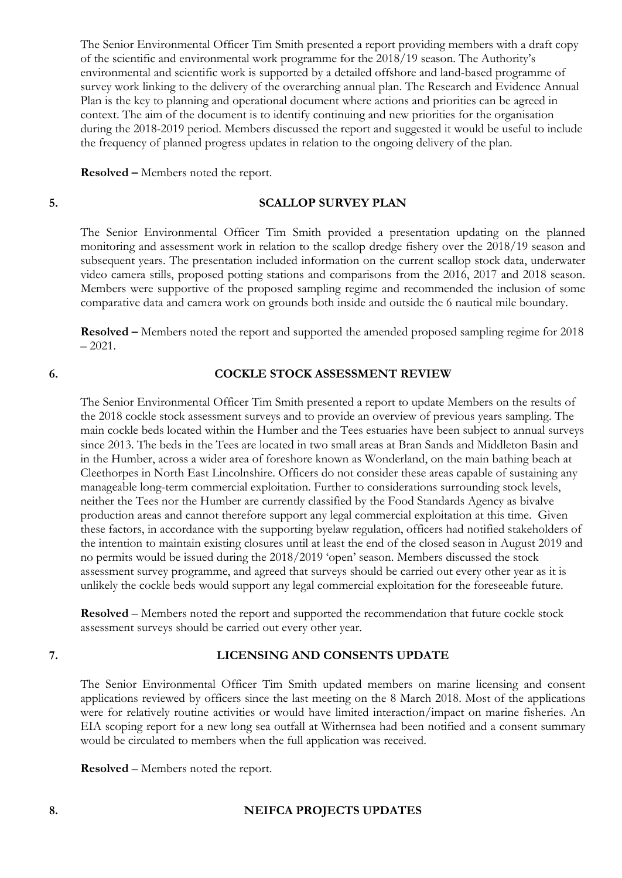The Senior Environmental Officer Tim Smith presented a report providing members with a draft copy of the scientific and environmental work programme for the 2018/19 season. The Authority's environmental and scientific work is supported by a detailed offshore and land-based programme of survey work linking to the delivery of the overarching annual plan. The Research and Evidence Annual Plan is the key to planning and operational document where actions and priorities can be agreed in context. The aim of the document is to identify continuing and new priorities for the organisation during the 2018-2019 period. Members discussed the report and suggested it would be useful to include the frequency of planned progress updates in relation to the ongoing delivery of the plan.

**Resolved –** Members noted the report.

## 5. SCALLOP SURVEY PLAN

The Senior Environmental Officer Tim Smith provided a presentation updating on the planned monitoring and assessment work in relation to the scallop dredge fishery over the 2018/19 season and subsequent years. The presentation included information on the current scallop stock data, underwater video camera stills, proposed potting stations and comparisons from the 2016, 2017 and 2018 season. Members were supportive of the proposed sampling regime and recommended the inclusion of some comparative data and camera work on grounds both inside and outside the 6 nautical mile boundary.

**Resolved –** Members noted the report and supported the amended proposed sampling regime for 2018 – 2021.

## 6. COCKLE STOCK ASSESSMENT REVIEW

The Senior Environmental Officer Tim Smith presented a report to update Members on the results of the 2018 cockle stock assessment surveys and to provide an overview of previous years sampling. The main cockle beds located within the Humber and the Tees estuaries have been subject to annual surveys since 2013. The beds in the Tees are located in two small areas at Bran Sands and Middleton Basin and in the Humber, across a wider area of foreshore known as Wonderland, on the main bathing beach at Cleethorpes in North East Lincolnshire. Officers do not consider these areas capable of sustaining any manageable long-term commercial exploitation. Further to considerations surrounding stock levels, neither the Tees nor the Humber are currently classified by the Food Standards Agency as bivalve production areas and cannot therefore support any legal commercial exploitation at this time. Given these factors, in accordance with the supporting byelaw regulation, officers had notified stakeholders of the intention to maintain existing closures until at least the end of the closed season in August 2019 and no permits would be issued during the 2018/2019 'open' season. Members discussed the stock assessment survey programme, and agreed that surveys should be carried out every other year as it is unlikely the cockle beds would support any legal commercial exploitation for the foreseeable future.

**Resolved** – Members noted the report and supported the recommendation that future cockle stock assessment surveys should be carried out every other year.

## 7. LICENSING AND CONSENTS UPDATE

The Senior Environmental Officer Tim Smith updated members on marine licensing and consent applications reviewed by officers since the last meeting on the 8 March 2018. Most of the applications were for relatively routine activities or would have limited interaction/impact on marine fisheries. An EIA scoping report for a new long sea outfall at Withernsea had been notified and a consent summary would be circulated to members when the full application was received.

**Resolved** – Members noted the report.

## 8. NEIFCA PROJECTS UPDATES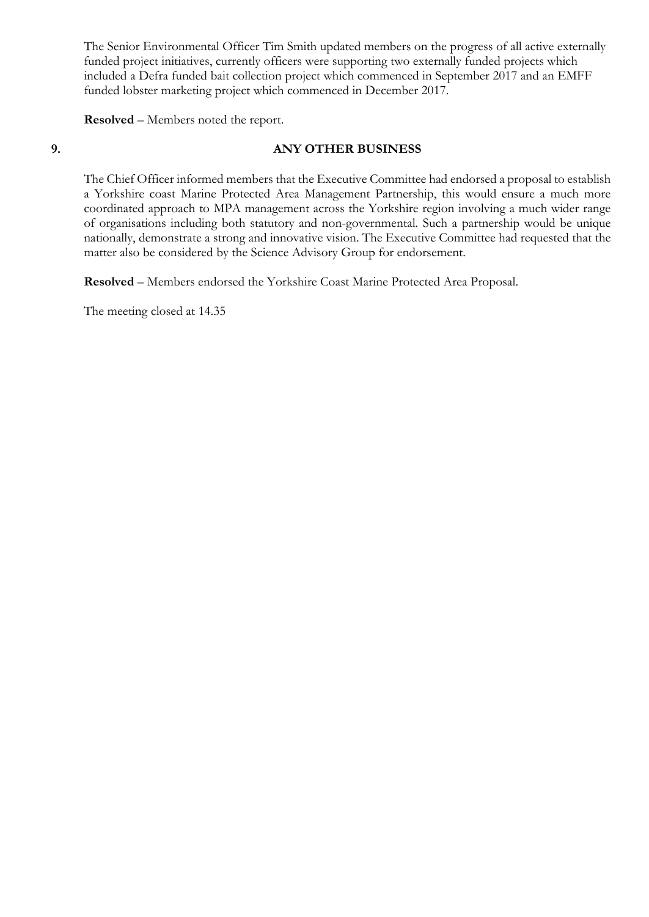The Senior Environmental Officer Tim Smith updated members on the progress of all active externally funded project initiatives, currently officers were supporting two externally funded projects which included a Defra funded bait collection project which commenced in September 2017 and an EMFF funded lobster marketing project which commenced in December 2017.

**Resolved** – Members noted the report.

## 9. ANY OTHER BUSINESS

The Chief Officer informed members that the Executive Committee had endorsed a proposal to establish a Yorkshire coast Marine Protected Area Management Partnership, this would ensure a much more coordinated approach to MPA management across the Yorkshire region involving a much wider range of organisations including both statutory and non-governmental. Such a partnership would be unique nationally, demonstrate a strong and innovative vision. The Executive Committee had requested that the matter also be considered by the Science Advisory Group for endorsement.

**Resolved** – Members endorsed the Yorkshire Coast Marine Protected Area Proposal.

The meeting closed at 14.35